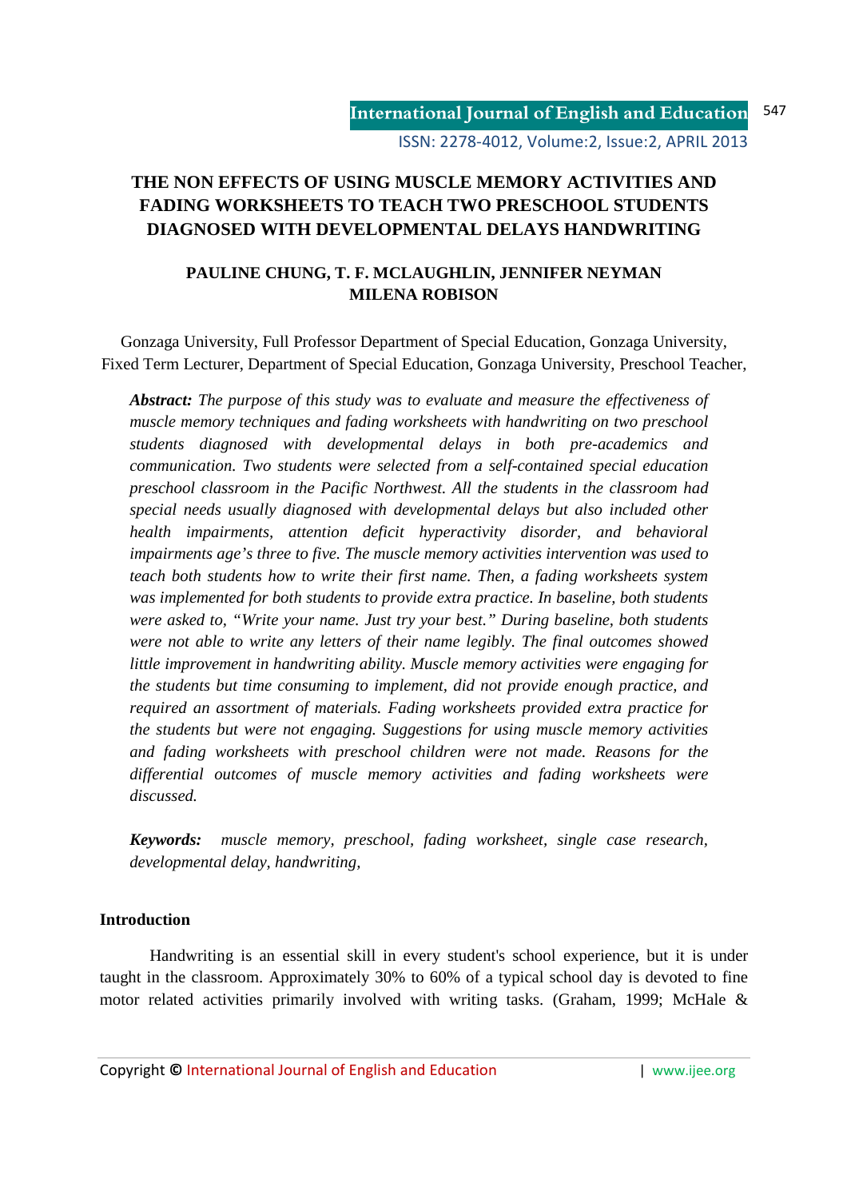# THE NON EFFECTS OF USING MUSCLE MEMORY ACTIVITIES AND FADING WORKSHEETS TO TEACH TWO PRESCHOOL STUDENTS DIAGNOSED WITH DEVELOPMENTAL DELAYS HANDWRITING

**PAULINE CHUNG, T. F. MCLAUGHLIN, JENNIFER NEYMAN MILENA ROBISON**

Gonzaga University, Full Professor Department of Special Education, Gonzaga University, Fixed Term Lecturer, Department of Special Education, Gonzaga University, Preschool Teacher,

***Abstract:*** *The purpose of this study was to evaluate and measure the effectiveness of muscle memory techniques and fading worksheets with handwriting on two preschool students diagnosed with developmental delays in both pre-academics and communication. Two students were selected from a self-contained special education preschool classroom in the Pacific Northwest. All the students in the classroom had special needs usually diagnosed with developmental delays but also included other health impairments, attention deficit hyperactivity disorder, and behavioral impairments age's three to five. The muscle memory activities intervention was used to teach both students how to write their first name. Then, a fading worksheets system was implemented for both students to provide extra practice. In baseline, both students were asked to, "Write your name. Just try your best." During baseline, both students were not able to write any letters of their name legibly. The final outcomes showed little improvement in handwriting ability. Muscle memory activities were engaging for the students but time consuming to implement, did not provide enough practice, and required an assortment of materials. Fading worksheets provided extra practice for the students but were not engaging. Suggestions for using muscle memory activities and fading worksheets with preschool children were not made. Reasons for the differential outcomes of muscle memory activities and fading worksheets were discussed.*

***Keywords:*** *muscle memory, preschool, fading worksheet, single case research, developmental delay, handwriting,*

## Introduction

Handwriting is an essential skill in every student's school experience, but it is under taught in the classroom. Approximately 30% to 60% of a typical school day is devoted to fine motor related activities primarily involved with writing tasks. (Graham, 1999; McHale &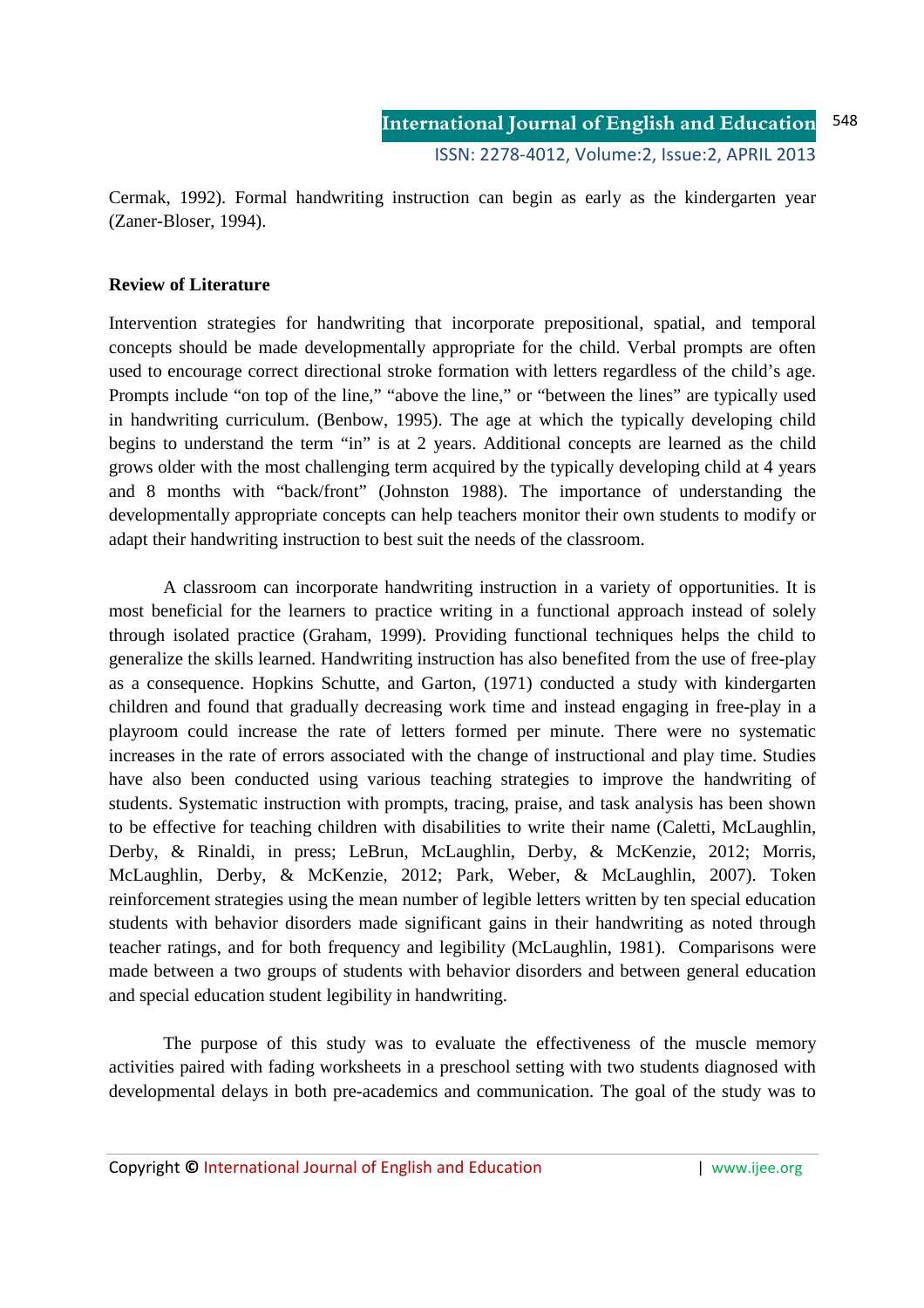Cermak, 1992). Formal handwriting instruction can begin as early as the kindergarten year (Zaner-Bloser, 1994).

**Review of Literature**

Intervention strategies for handwriting that incorporate prepositional, spatial, and temporal concepts should be made developmentally appropriate for the child. Verbal prompts are often used to encourage correct directional stroke formation with letters regardless of the child's age. Prompts include "on top of the line," "above the line," or "between the lines" are typically used in handwriting curriculum. (Benbow, 1995). The age at which the typically developing child begins to understand the term "in" is at 2 years. Additional concepts are learned as the child grows older with the most challenging term acquired by the typically developing child at 4 years and 8 months with "back/front" (Johnston 1988). The importance of understanding the developmentally appropriate concepts can help teachers monitor their own students to modify or adapt their handwriting instruction to best suit the needs of the classroom.

A classroom can incorporate handwriting instruction in a variety of opportunities. It is most beneficial for the learners to practice writing in a functional approach instead of solely through isolated practice (Graham, 1999). Providing functional techniques helps the child to generalize the skills learned. Handwriting instruction has also benefited from the use of free-play as a consequence. Hopkins Schutte, and Garton, (1971) conducted a study with kindergarten children and found that gradually decreasing work time and instead engaging in free-play in a playroom could increase the rate of letters formed per minute. There were no systematic increases in the rate of errors associated with the change of instructional and play time. Studies have also been conducted using various teaching strategies to improve the handwriting of students. Systematic instruction with prompts, tracing, praise, and task analysis has been shown to be effective for teaching children with disabilities to write their name (Caletti, McLaughlin, Derby, & Rinaldi, in press; LeBrun, McLaughlin, Derby, & McKenzie, 2012; Morris, McLaughlin, Derby, & McKenzie, 2012; Park, Weber, & McLaughlin, 2007). Token reinforcement strategies using the mean number of legible letters written by ten special education students with behavior disorders made significant gains in their handwriting as noted through teacher ratings, and for both frequency and legibility (McLaughlin, 1981). Comparisons were made between a two groups of students with behavior disorders and between general education and special education student legibility in handwriting.

The purpose of this study was to evaluate the effectiveness of the muscle memory activities paired with fading worksheets in a preschool setting with two students diagnosed with developmental delays in both pre-academics and communication. The goal of the study was to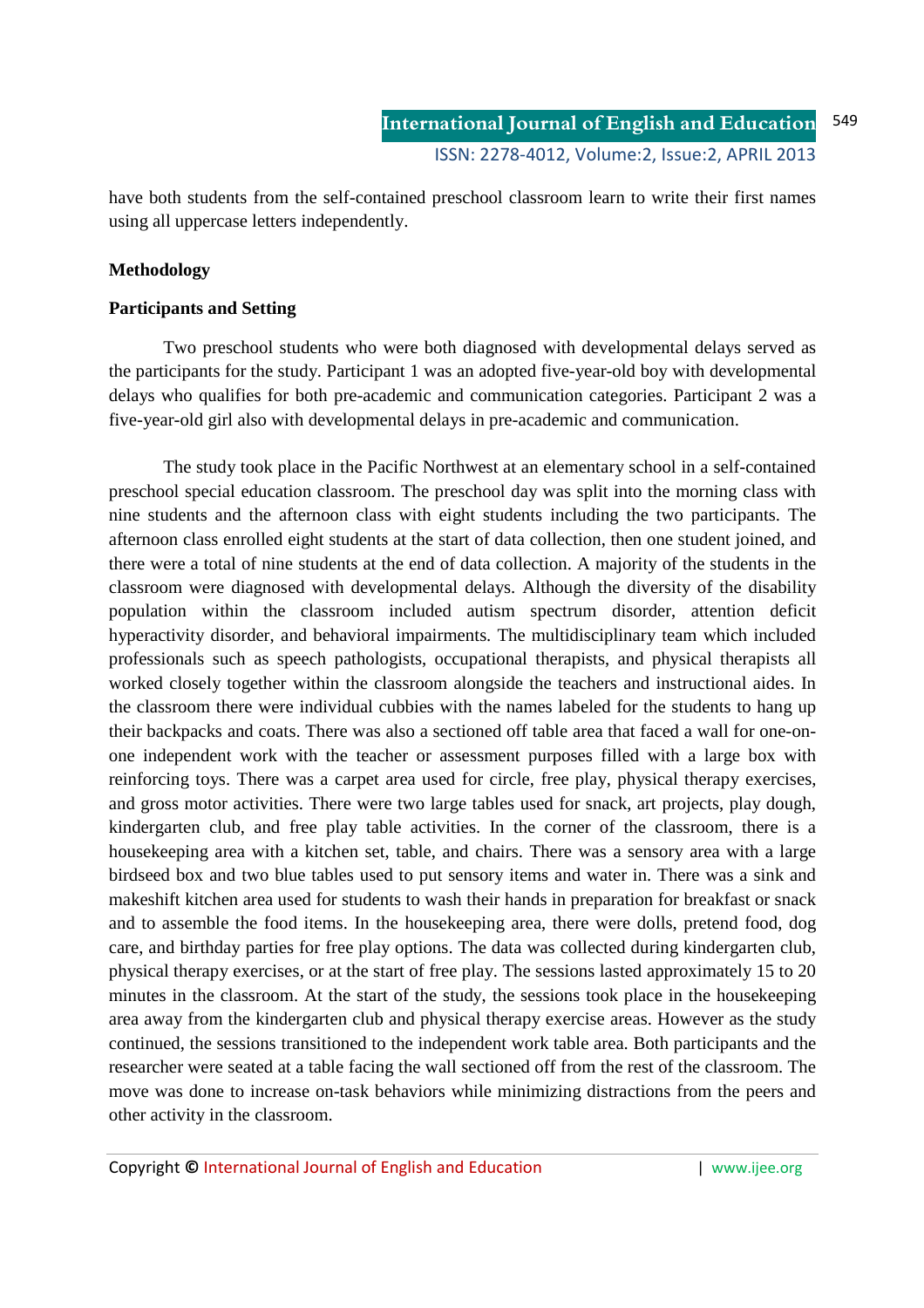have both students from the self-contained preschool classroom learn to write their first names using all uppercase letters independently.

## Methodology

### Participants and Setting

Two preschool students who were both diagnosed with developmental delays served as the participants for the study. Participant 1 was an adopted five-year-old boy with developmental delays who qualifies for both pre-academic and communication categories. Participant 2 was a five-year-old girl also with developmental delays in pre-academic and communication.

The study took place in the Pacific Northwest at an elementary school in a self-contained preschool special education classroom. The preschool day was split into the morning class with nine students and the afternoon class with eight students including the two participants. The afternoon class enrolled eight students at the start of data collection, then one student joined, and there were a total of nine students at the end of data collection. A majority of the students in the classroom were diagnosed with developmental delays. Although the diversity of the disability population within the classroom included autism spectrum disorder, attention deficit hyperactivity disorder, and behavioral impairments. The multidisciplinary team which included professionals such as speech pathologists, occupational therapists, and physical therapists all worked closely together within the classroom alongside the teachers and instructional aides. In the classroom there were individual cubbies with the names labeled for the students to hang up their backpacks and coats. There was also a sectioned off table area that faced a wall for one-on-one independent work with the teacher or assessment purposes filled with a large box with reinforcing toys. There was a carpet area used for circle, free play, physical therapy exercises, and gross motor activities. There were two large tables used for snack, art projects, play dough, kindergarten club, and free play table activities. In the corner of the classroom, there is a housekeeping area with a kitchen set, table, and chairs. There was a sensory area with a large birdseed box and two blue tables used to put sensory items and water in. There was a sink and makeshift kitchen area used for students to wash their hands in preparation for breakfast or snack and to assemble the food items. In the housekeeping area, there were dolls, pretend food, dog care, and birthday parties for free play options. The data was collected during kindergarten club, physical therapy exercises, or at the start of free play. The sessions lasted approximately 15 to 20 minutes in the classroom. At the start of the study, the sessions took place in the housekeeping area away from the kindergarten club and physical therapy exercise areas. However as the study continued, the sessions transitioned to the independent work table area. Both participants and the researcher were seated at a table facing the wall sectioned off from the rest of the classroom. The move was done to increase on-task behaviors while minimizing distractions from the peers and other activity in the classroom.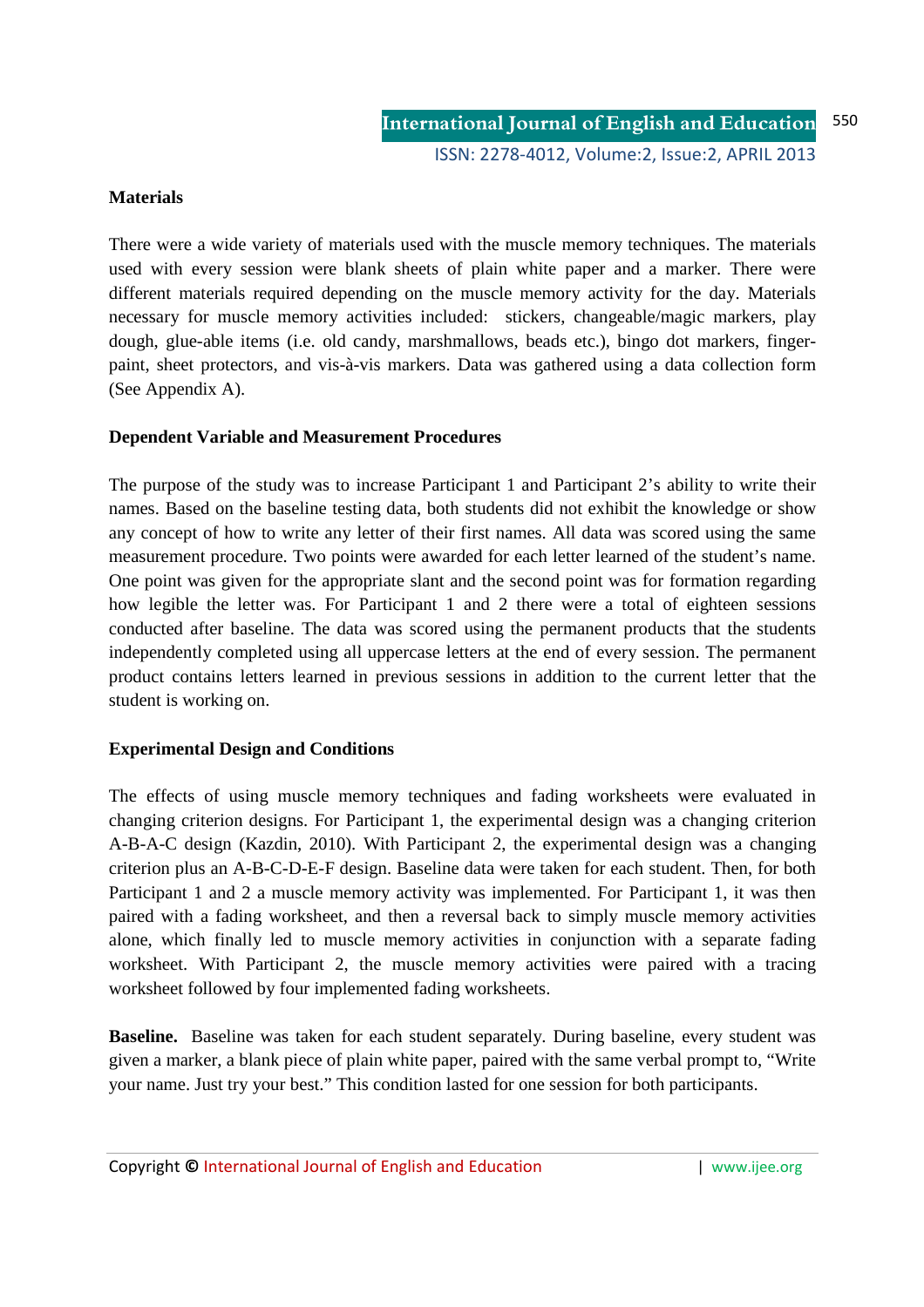**Materials**

There were a wide variety of materials used with the muscle memory techniques. The materials used with every session were blank sheets of plain white paper and a marker. There were different materials required depending on the muscle memory activity for the day. Materials necessary for muscle memory activities included: stickers, changeable/magic markers, play dough, glue-able items (i.e. old candy, marshmallows, beads etc.), bingo dot markers, finger-paint, sheet protectors, and vis-à-vis markers. Data was gathered using a data collection form (See Appendix A).

**Dependent Variable and Measurement Procedures**

The purpose of the study was to increase Participant 1 and Participant 2's ability to write their names. Based on the baseline testing data, both students did not exhibit the knowledge or show any concept of how to write any letter of their first names. All data was scored using the same measurement procedure. Two points were awarded for each letter learned of the student's name. One point was given for the appropriate slant and the second point was for formation regarding how legible the letter was. For Participant 1 and 2 there were a total of eighteen sessions conducted after baseline. The data was scored using the permanent products that the students independently completed using all uppercase letters at the end of every session. The permanent product contains letters learned in previous sessions in addition to the current letter that the student is working on.

**Experimental Design and Conditions**

The effects of using muscle memory techniques and fading worksheets were evaluated in changing criterion designs. For Participant 1, the experimental design was a changing criterion A-B-A-C design (Kazdin, 2010). With Participant 2, the experimental design was a changing criterion plus an A-B-C-D-E-F design. Baseline data were taken for each student. Then, for both Participant 1 and 2 a muscle memory activity was implemented. For Participant 1, it was then paired with a fading worksheet, and then a reversal back to simply muscle memory activities alone, which finally led to muscle memory activities in conjunction with a separate fading worksheet. With Participant 2, the muscle memory activities were paired with a tracing worksheet followed by four implemented fading worksheets.

**Baseline.** Baseline was taken for each student separately. During baseline, every student was given a marker, a blank piece of plain white paper, paired with the same verbal prompt to, "Write your name. Just try your best." This condition lasted for one session for both participants.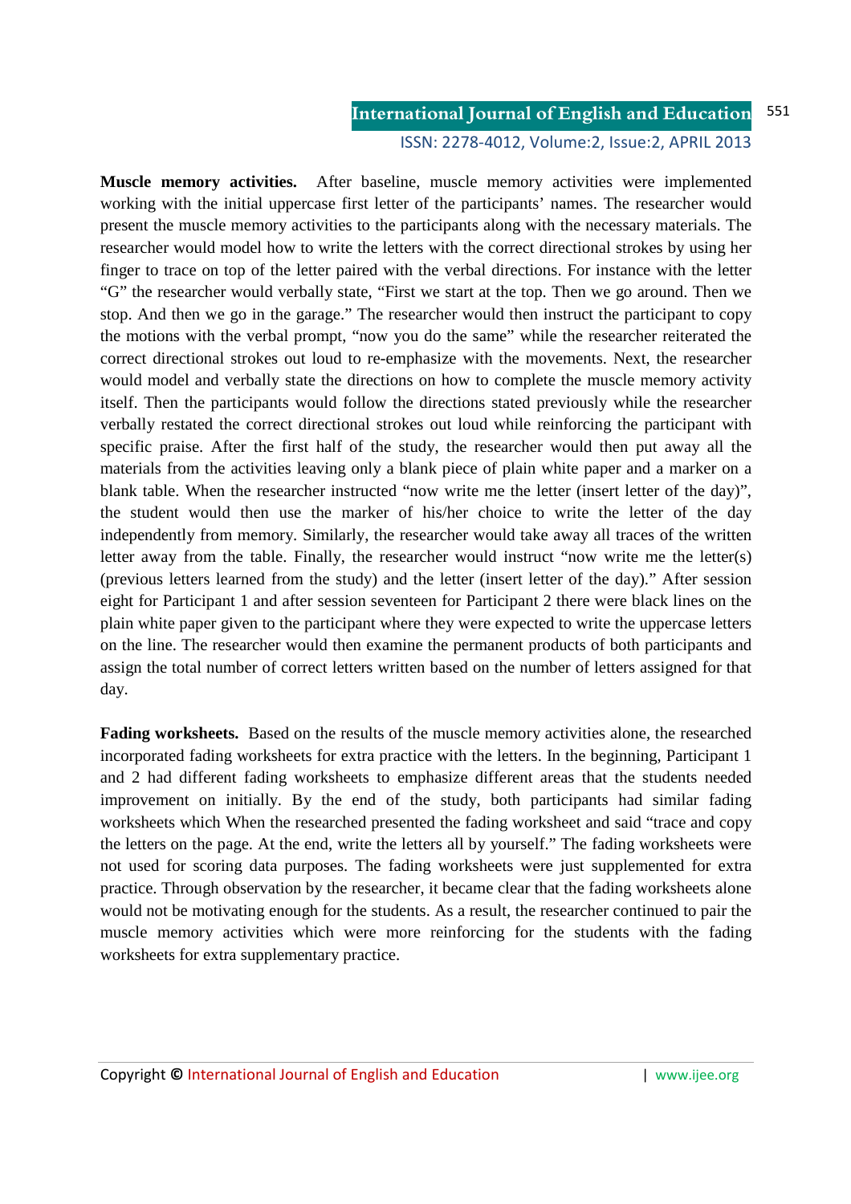**Muscle memory activities.** After baseline, muscle memory activities were implemented working with the initial uppercase first letter of the participants' names. The researcher would present the muscle memory activities to the participants along with the necessary materials. The researcher would model how to write the letters with the correct directional strokes by using her finger to trace on top of the letter paired with the verbal directions. For instance with the letter "G" the researcher would verbally state, "First we start at the top. Then we go around. Then we stop. And then we go in the garage." The researcher would then instruct the participant to copy the motions with the verbal prompt, "now you do the same" while the researcher reiterated the correct directional strokes out loud to re-emphasize with the movements. Next, the researcher would model and verbally state the directions on how to complete the muscle memory activity itself. Then the participants would follow the directions stated previously while the researcher verbally restated the correct directional strokes out loud while reinforcing the participant with specific praise. After the first half of the study, the researcher would then put away all the materials from the activities leaving only a blank piece of plain white paper and a marker on a blank table. When the researcher instructed "now write me the letter (insert letter of the day)", the student would then use the marker of his/her choice to write the letter of the day independently from memory. Similarly, the researcher would take away all traces of the written letter away from the table. Finally, the researcher would instruct "now write me the letter(s) (previous letters learned from the study) and the letter (insert letter of the day)." After session eight for Participant 1 and after session seventeen for Participant 2 there were black lines on the plain white paper given to the participant where they were expected to write the uppercase letters on the line. The researcher would then examine the permanent products of both participants and assign the total number of correct letters written based on the number of letters assigned for that day.

**Fading worksheets.** Based on the results of the muscle memory activities alone, the researched incorporated fading worksheets for extra practice with the letters. In the beginning, Participant 1 and 2 had different fading worksheets to emphasize different areas that the students needed improvement on initially. By the end of the study, both participants had similar fading worksheets which When the researched presented the fading worksheet and said "trace and copy the letters on the page. At the end, write the letters all by yourself." The fading worksheets were not used for scoring data purposes. The fading worksheets were just supplemented for extra practice. Through observation by the researcher, it became clear that the fading worksheets alone would not be motivating enough for the students. As a result, the researcher continued to pair the muscle memory activities which were more reinforcing for the students with the fading worksheets for extra supplementary practice.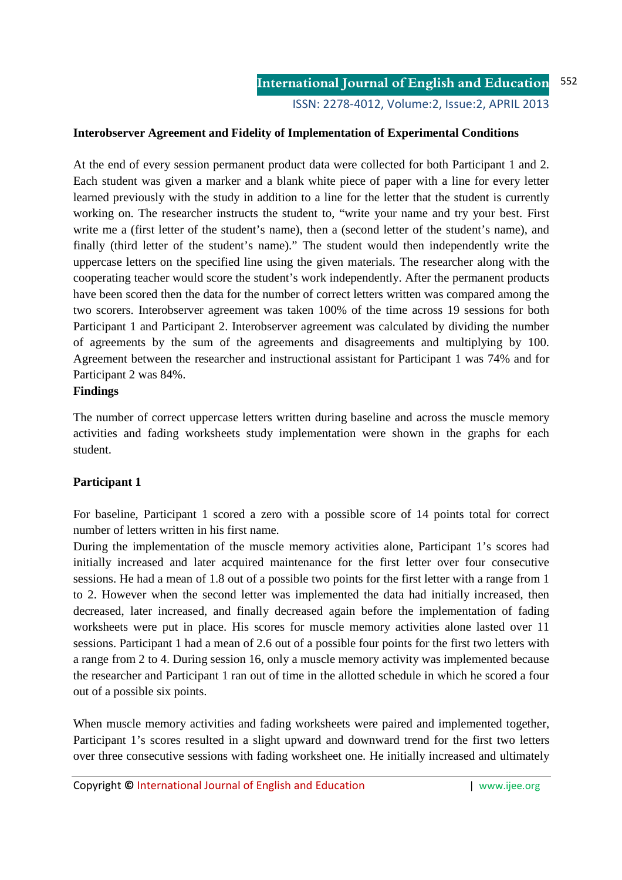**Interobserver Agreement and Fidelity of Implementation of Experimental Conditions**

At the end of every session permanent product data were collected for both Participant 1 and 2. Each student was given a marker and a blank white piece of paper with a line for every letter learned previously with the study in addition to a line for the letter that the student is currently working on. The researcher instructs the student to, "write your name and try your best. First write me a (first letter of the student's name), then a (second letter of the student's name), and finally (third letter of the student's name)." The student would then independently write the uppercase letters on the specified line using the given materials. The researcher along with the cooperating teacher would score the student's work independently. After the permanent products have been scored then the data for the number of correct letters written was compared among the two scorers. Interobserver agreement was taken 100% of the time across 19 sessions for both Participant 1 and Participant 2. Interobserver agreement was calculated by dividing the number of agreements by the sum of the agreements and disagreements and multiplying by 100. Agreement between the researcher and instructional assistant for Participant 1 was 74% and for Participant 2 was 84%.

**Findings**

The number of correct uppercase letters written during baseline and across the muscle memory activities and fading worksheets study implementation were shown in the graphs for each student.

**Participant 1**

For baseline, Participant 1 scored a zero with a possible score of 14 points total for correct number of letters written in his first name.

During the implementation of the muscle memory activities alone, Participant 1's scores had initially increased and later acquired maintenance for the first letter over four consecutive sessions. He had a mean of 1.8 out of a possible two points for the first letter with a range from 1 to 2. However when the second letter was implemented the data had initially increased, then decreased, later increased, and finally decreased again before the implementation of fading worksheets were put in place. His scores for muscle memory activities alone lasted over 11 sessions. Participant 1 had a mean of 2.6 out of a possible four points for the first two letters with a range from 2 to 4. During session 16, only a muscle memory activity was implemented because the researcher and Participant 1 ran out of time in the allotted schedule in which he scored a four out of a possible six points.

When muscle memory activities and fading worksheets were paired and implemented together, Participant 1's scores resulted in a slight upward and downward trend for the first two letters over three consecutive sessions with fading worksheet one. He initially increased and ultimately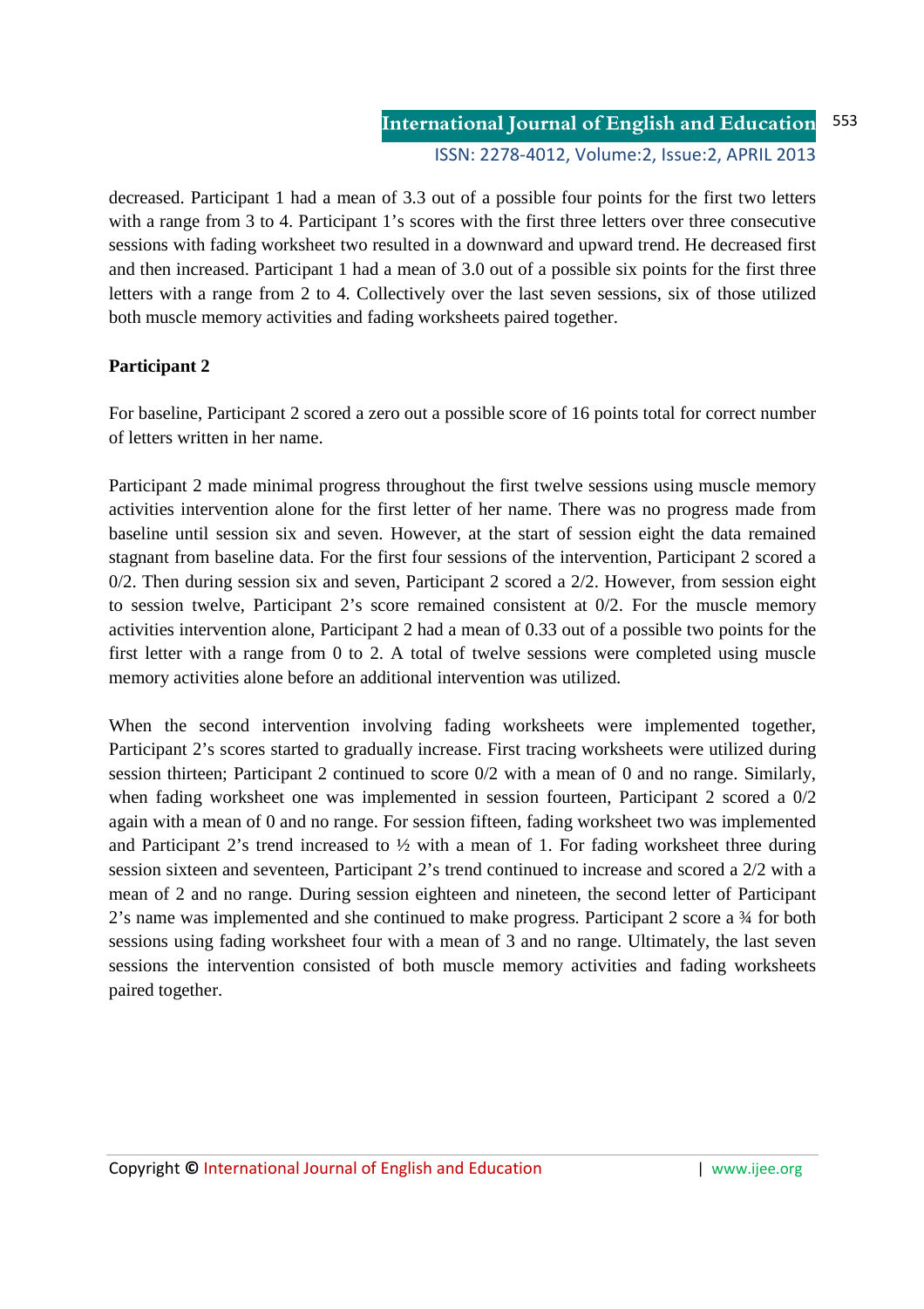decreased. Participant 1 had a mean of 3.3 out of a possible four points for the first two letters with a range from 3 to 4. Participant 1's scores with the first three letters over three consecutive sessions with fading worksheet two resulted in a downward and upward trend. He decreased first and then increased. Participant 1 had a mean of 3.0 out of a possible six points for the first three letters with a range from 2 to 4. Collectively over the last seven sessions, six of those utilized both muscle memory activities and fading worksheets paired together.

**Participant 2**

For baseline, Participant 2 scored a zero out a possible score of 16 points total for correct number of letters written in her name.

Participant 2 made minimal progress throughout the first twelve sessions using muscle memory activities intervention alone for the first letter of her name. There was no progress made from baseline until session six and seven. However, at the start of session eight the data remained stagnant from baseline data. For the first four sessions of the intervention, Participant 2 scored a 0/2. Then during session six and seven, Participant 2 scored a 2/2. However, from session eight to session twelve, Participant 2's score remained consistent at 0/2. For the muscle memory activities intervention alone, Participant 2 had a mean of 0.33 out of a possible two points for the first letter with a range from 0 to 2. A total of twelve sessions were completed using muscle memory activities alone before an additional intervention was utilized.

When the second intervention involving fading worksheets were implemented together, Participant 2's scores started to gradually increase. First tracing worksheets were utilized during session thirteen; Participant 2 continued to score 0/2 with a mean of 0 and no range. Similarly, when fading worksheet one was implemented in session fourteen, Participant 2 scored a 0/2 again with a mean of 0 and no range. For session fifteen, fading worksheet two was implemented and Participant 2's trend increased to ½ with a mean of 1. For fading worksheet three during session sixteen and seventeen, Participant 2's trend continued to increase and scored a 2/2 with a mean of 2 and no range. During session eighteen and nineteen, the second letter of Participant 2's name was implemented and she continued to make progress. Participant 2 score a ¾ for both sessions using fading worksheet four with a mean of 3 and no range. Ultimately, the last seven sessions the intervention consisted of both muscle memory activities and fading worksheets paired together.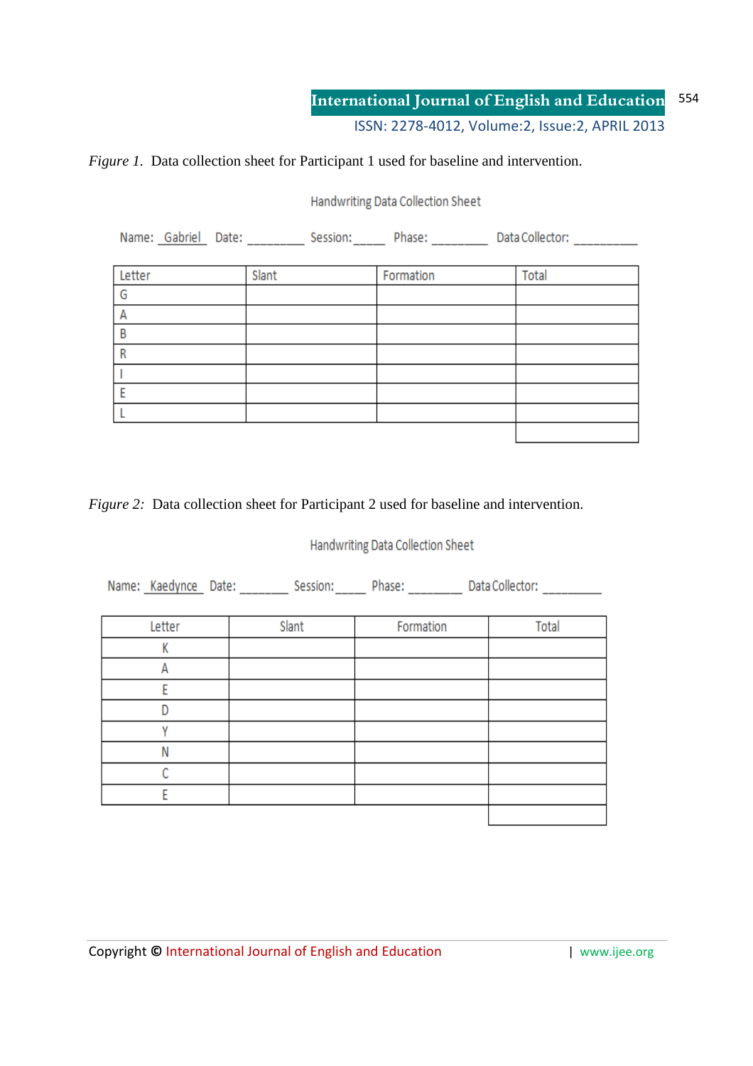*Figure 1.* Data collection sheet for Participant 1 used for baseline and intervention.

Handwriting Data Collection Sheet

Name: Gabriel Date: ________ Session:_____ Phase: ________ Data Collector: _________

| Letter | Slant | Formation | Total |
|---|---|---|---|
| G | | | |
| A | | | |
| B | | | |
| R | | | |
| I | | | |
| E | | | |
| L | | | |
| | | | |

*Figure 2:* Data collection sheet for Participant 2 used for baseline and intervention.

Handwriting Data Collection Sheet

Name: Kaedynce Date: _______ Session:_____ Phase: _______ Data Collector: _________

| Letter | Slant | Formation | Total |
|---|---|---|---|
| K | | | |
| A | | | |
| E | | | |
| D | | | |
| Y | | | |
| N | | | |
| C | | | |
| E | | | |
| | | | |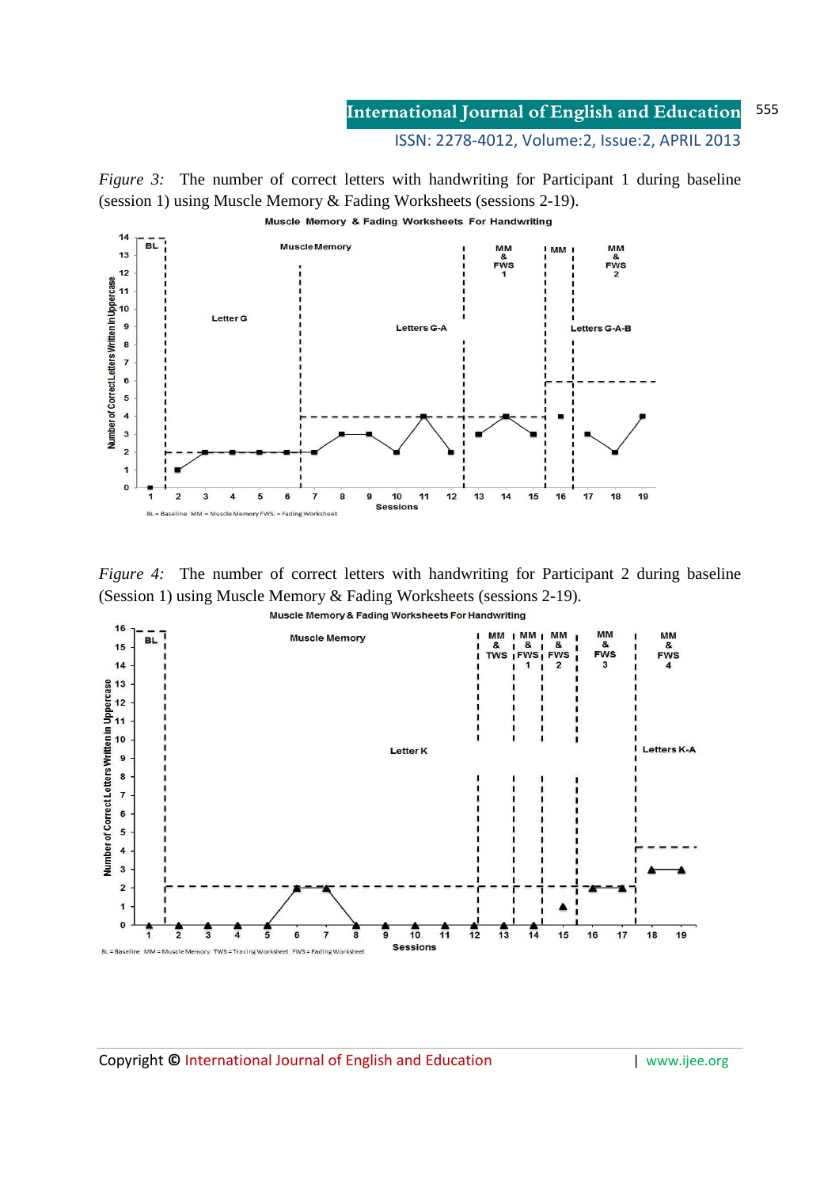*Figure 3:* The number of correct letters with handwriting for Participant 1 during baseline (session 1) using Muscle Memory & Fading Worksheets (sessions 2-19).

*Figure 4:* The number of correct letters with handwriting for Participant 2 during baseline (Session 1) using Muscle Memory & Fading Worksheets (sessions 2-19).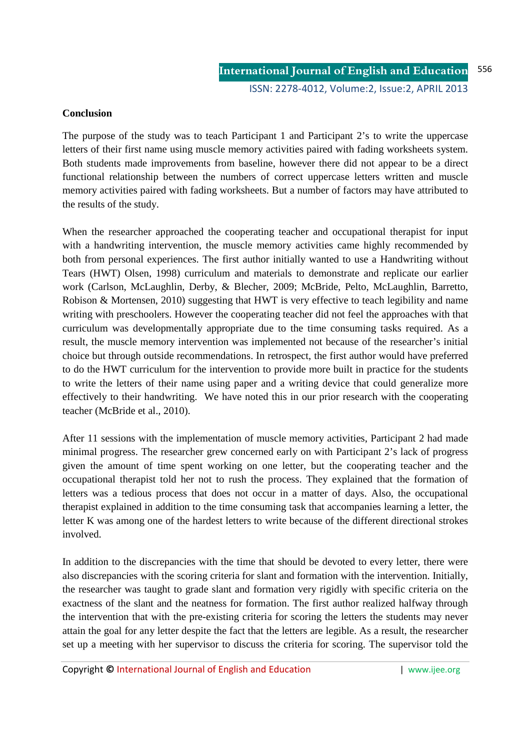## Conclusion

The purpose of the study was to teach Participant 1 and Participant 2's to write the uppercase letters of their first name using muscle memory activities paired with fading worksheets system. Both students made improvements from baseline, however there did not appear to be a direct functional relationship between the numbers of correct uppercase letters written and muscle memory activities paired with fading worksheets. But a number of factors may have attributed to the results of the study.

When the researcher approached the cooperating teacher and occupational therapist for input with a handwriting intervention, the muscle memory activities came highly recommended by both from personal experiences. The first author initially wanted to use a Handwriting without Tears (HWT) Olsen, 1998) curriculum and materials to demonstrate and replicate our earlier work (Carlson, McLaughlin, Derby, & Blecher, 2009; McBride, Pelto, McLaughlin, Barretto, Robison & Mortensen, 2010) suggesting that HWT is very effective to teach legibility and name writing with preschoolers. However the cooperating teacher did not feel the approaches with that curriculum was developmentally appropriate due to the time consuming tasks required. As a result, the muscle memory intervention was implemented not because of the researcher's initial choice but through outside recommendations. In retrospect, the first author would have preferred to do the HWT curriculum for the intervention to provide more built in practice for the students to write the letters of their name using paper and a writing device that could generalize more effectively to their handwriting. We have noted this in our prior research with the cooperating teacher (McBride et al., 2010).

After 11 sessions with the implementation of muscle memory activities, Participant 2 had made minimal progress. The researcher grew concerned early on with Participant 2's lack of progress given the amount of time spent working on one letter, but the cooperating teacher and the occupational therapist told her not to rush the process. They explained that the formation of letters was a tedious process that does not occur in a matter of days. Also, the occupational therapist explained in addition to the time consuming task that accompanies learning a letter, the letter K was among one of the hardest letters to write because of the different directional strokes involved.

In addition to the discrepancies with the time that should be devoted to every letter, there were also discrepancies with the scoring criteria for slant and formation with the intervention. Initially, the researcher was taught to grade slant and formation very rigidly with specific criteria on the exactness of the slant and the neatness for formation. The first author realized halfway through the intervention that with the pre-existing criteria for scoring the letters the students may never attain the goal for any letter despite the fact that the letters are legible. As a result, the researcher set up a meeting with her supervisor to discuss the criteria for scoring. The supervisor told the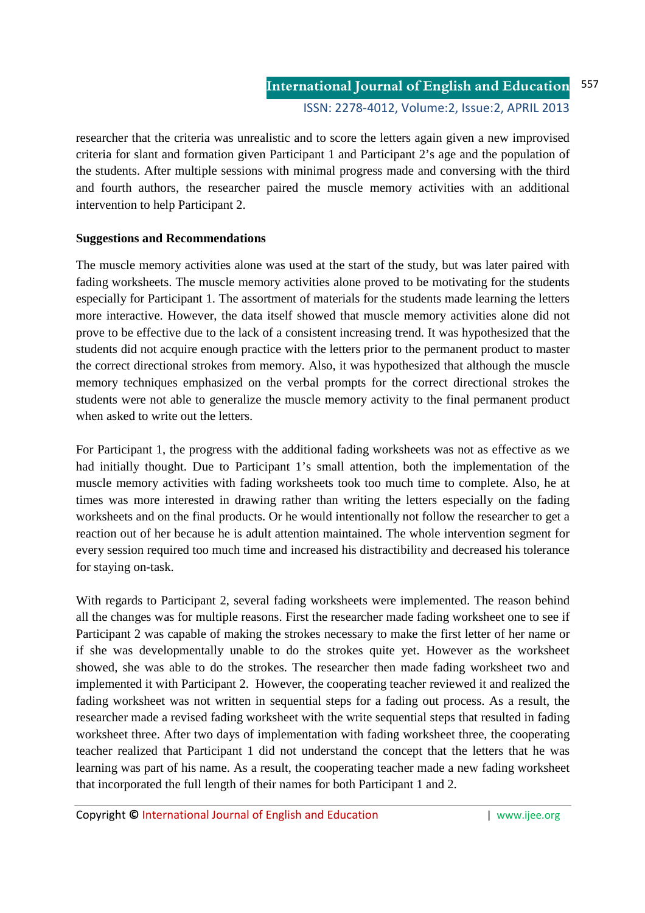researcher that the criteria was unrealistic and to score the letters again given a new improvised criteria for slant and formation given Participant 1 and Participant 2's age and the population of the students. After multiple sessions with minimal progress made and conversing with the third and fourth authors, the researcher paired the muscle memory activities with an additional intervention to help Participant 2.

**Suggestions and Recommendations**

The muscle memory activities alone was used at the start of the study, but was later paired with fading worksheets. The muscle memory activities alone proved to be motivating for the students especially for Participant 1. The assortment of materials for the students made learning the letters more interactive. However, the data itself showed that muscle memory activities alone did not prove to be effective due to the lack of a consistent increasing trend. It was hypothesized that the students did not acquire enough practice with the letters prior to the permanent product to master the correct directional strokes from memory. Also, it was hypothesized that although the muscle memory techniques emphasized on the verbal prompts for the correct directional strokes the students were not able to generalize the muscle memory activity to the final permanent product when asked to write out the letters.

For Participant 1, the progress with the additional fading worksheets was not as effective as we had initially thought. Due to Participant 1's small attention, both the implementation of the muscle memory activities with fading worksheets took too much time to complete. Also, he at times was more interested in drawing rather than writing the letters especially on the fading worksheets and on the final products. Or he would intentionally not follow the researcher to get a reaction out of her because he is adult attention maintained. The whole intervention segment for every session required too much time and increased his distractibility and decreased his tolerance for staying on-task.

With regards to Participant 2, several fading worksheets were implemented. The reason behind all the changes was for multiple reasons. First the researcher made fading worksheet one to see if Participant 2 was capable of making the strokes necessary to make the first letter of her name or if she was developmentally unable to do the strokes quite yet. However as the worksheet showed, she was able to do the strokes. The researcher then made fading worksheet two and implemented it with Participant 2. However, the cooperating teacher reviewed it and realized the fading worksheet was not written in sequential steps for a fading out process. As a result, the researcher made a revised fading worksheet with the write sequential steps that resulted in fading worksheet three. After two days of implementation with fading worksheet three, the cooperating teacher realized that Participant 1 did not understand the concept that the letters that he was learning was part of his name. As a result, the cooperating teacher made a new fading worksheet that incorporated the full length of their names for both Participant 1 and 2.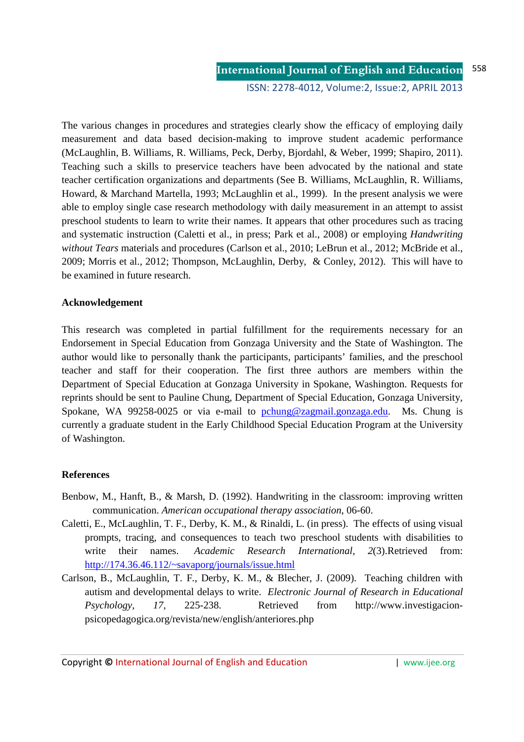The various changes in procedures and strategies clearly show the efficacy of employing daily measurement and data based decision-making to improve student academic performance (McLaughlin, B. Williams, R. Williams, Peck, Derby, Bjordahl, & Weber, 1999; Shapiro, 2011). Teaching such a skills to preservice teachers have been advocated by the national and state teacher certification organizations and departments (See B. Williams, McLaughlin, R. Williams, Howard, & Marchand Martella, 1993; McLaughlin et al., 1999). In the present analysis we were able to employ single case research methodology with daily measurement in an attempt to assist preschool students to learn to write their names. It appears that other procedures such as tracing and systematic instruction (Caletti et al., in press; Park et al., 2008) or employing *Handwriting without Tears* materials and procedures (Carlson et al., 2010; LeBrun et al., 2012; McBride et al., 2009; Morris et al., 2012; Thompson, McLaughlin, Derby, & Conley, 2012). This will have to be examined in future research.

**Acknowledgement**

This research was completed in partial fulfillment for the requirements necessary for an Endorsement in Special Education from Gonzaga University and the State of Washington. The author would like to personally thank the participants, participants' families, and the preschool teacher and staff for their cooperation. The first three authors are members within the Department of Special Education at Gonzaga University in Spokane, Washington. Requests for reprints should be sent to Pauline Chung, Department of Special Education, Gonzaga University, Spokane, WA 99258-0025 or via e-mail to pchung@zagmail.gonzaga.edu. Ms. Chung is currently a graduate student in the Early Childhood Special Education Program at the University of Washington.

**References**

Benbow, M., Hanft, B., & Marsh, D. (1992). Handwriting in the classroom: improving written communication. *American occupational therapy association*, 06-60.

Caletti, E., McLaughlin, T. F., Derby, K. M., & Rinaldi, L. (in press). The effects of using visual prompts, tracing, and consequences to teach two preschool students with disabilities to write their names. *Academic Research International, 2*(3).Retrieved from: http://174.36.46.112/~savaporg/journals/issue.html

Carlson, B., McLaughlin, T. F., Derby, K. M., & Blecher, J. (2009). Teaching children with autism and developmental delays to write. *Electronic Journal of Research in Educational Psychology, 17*, 225-238. Retrieved from http://www.investigacion-psicopedagogica.org/revista/new/english/anteriores.php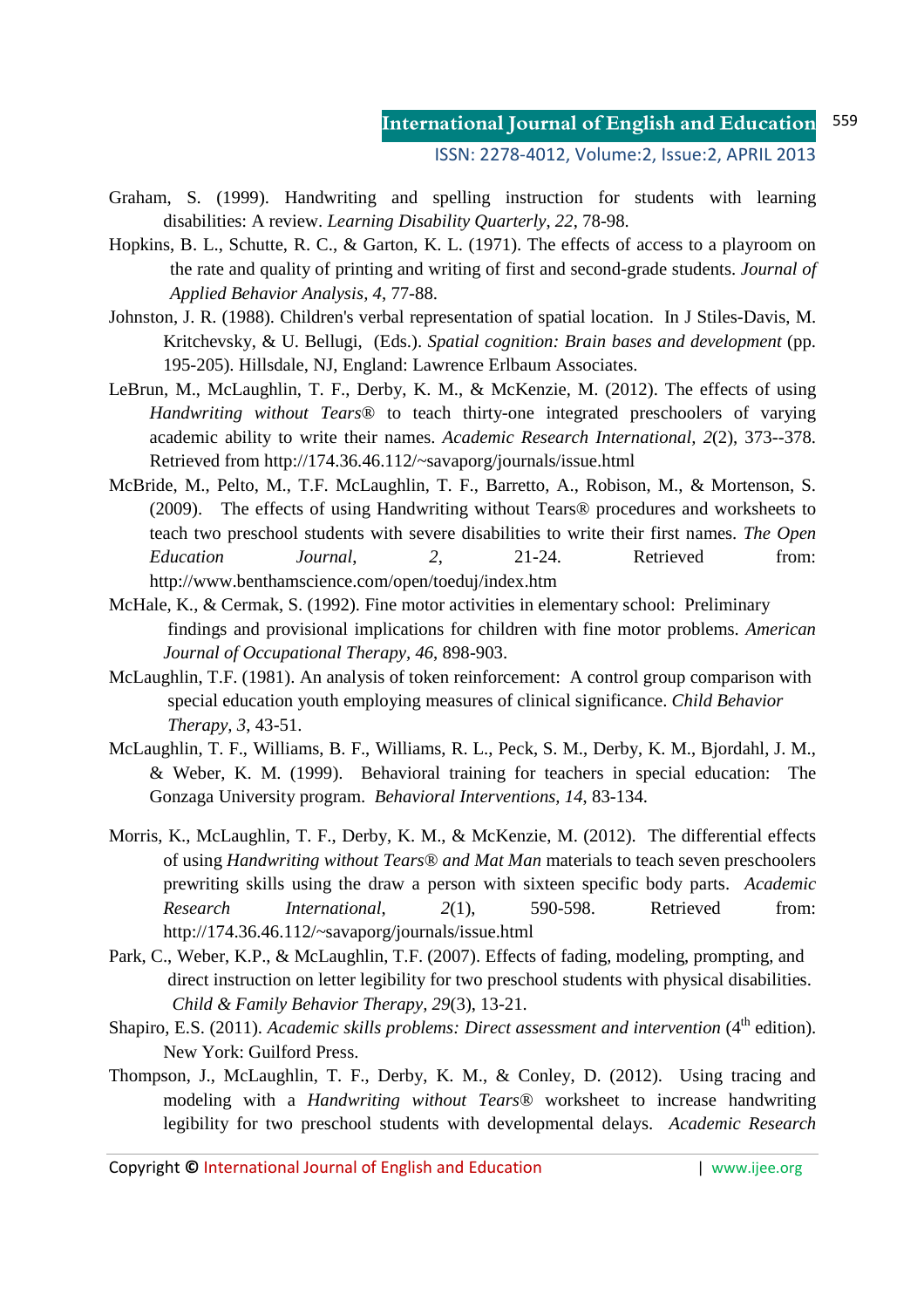Graham, S. (1999). Handwriting and spelling instruction for students with learning disabilities: A review. *Learning Disability Quarterly*, *22*, 78-98.

Hopkins, B. L., Schutte, R. C., & Garton, K. L. (1971). The effects of access to a playroom on the rate and quality of printing and writing of first and second-grade students. *Journal of Applied Behavior Analysis, 4*, 77-88.

Johnston, J. R. (1988). Children's verbal representation of spatial location. In J Stiles-Davis, M. Kritchevsky, & U. Bellugi, (Eds.). *Spatial cognition: Brain bases and development* (pp. 195-205). Hillsdale, NJ, England: Lawrence Erlbaum Associates.

LeBrun, M., McLaughlin, T. F., Derby, K. M., & McKenzie, M. (2012). The effects of using *Handwriting without Tears®* to teach thirty-one integrated preschoolers of varying academic ability to write their names. *Academic Research International*, *2*(2), 373--378. Retrieved from http://174.36.46.112/~savaporg/journals/issue.html

McBride, M., Pelto, M., T.F. McLaughlin, T. F., Barretto, A., Robison, M., & Mortenson, S. (2009). The effects of using Handwriting without Tears® procedures and worksheets to teach two preschool students with severe disabilities to write their first names. *The Open Education Journal*, *2*, 21-24. Retrieved from: http://www.benthamscience.com/open/toeduj/index.htm

McHale, K., & Cermak, S. (1992). Fine motor activities in elementary school: Preliminary findings and provisional implications for children with fine motor problems. *American Journal of Occupational Therapy*, *46*, 898-903.

McLaughlin, T.F. (1981). An analysis of token reinforcement: A control group comparison with special education youth employing measures of clinical significance. *Child Behavior Therapy*, *3*, 43-51.

McLaughlin, T. F., Williams, B. F., Williams, R. L., Peck, S. M., Derby, K. M., Bjordahl, J. M., & Weber, K. M. (1999). Behavioral training for teachers in special education: The Gonzaga University program. *Behavioral Interventions, 14*, 83-134.

Morris, K., McLaughlin, T. F., Derby, K. M., & McKenzie, M. (2012). The differential effects of using *Handwriting without Tears® and Mat Man* materials to teach seven preschoolers prewriting skills using the draw a person with sixteen specific body parts. *Academic Research International*, *2*(1), 590-598. Retrieved from: http://174.36.46.112/~savaporg/journals/issue.html

Park, C., Weber, K.P., & McLaughlin, T.F. (2007). Effects of fading, modeling, prompting, and direct instruction on letter legibility for two preschool students with physical disabilities. *Child & Family Behavior Therapy, 29*(3), 13-21.

Shapiro, E.S. (2011). *Academic skills problems: Direct assessment and intervention* (4th edition). New York: Guilford Press.

Thompson, J., McLaughlin, T. F., Derby, K. M., & Conley, D. (2012). Using tracing and modeling with a *Handwriting without Tears®* worksheet to increase handwriting legibility for two preschool students with developmental delays. *Academic Research*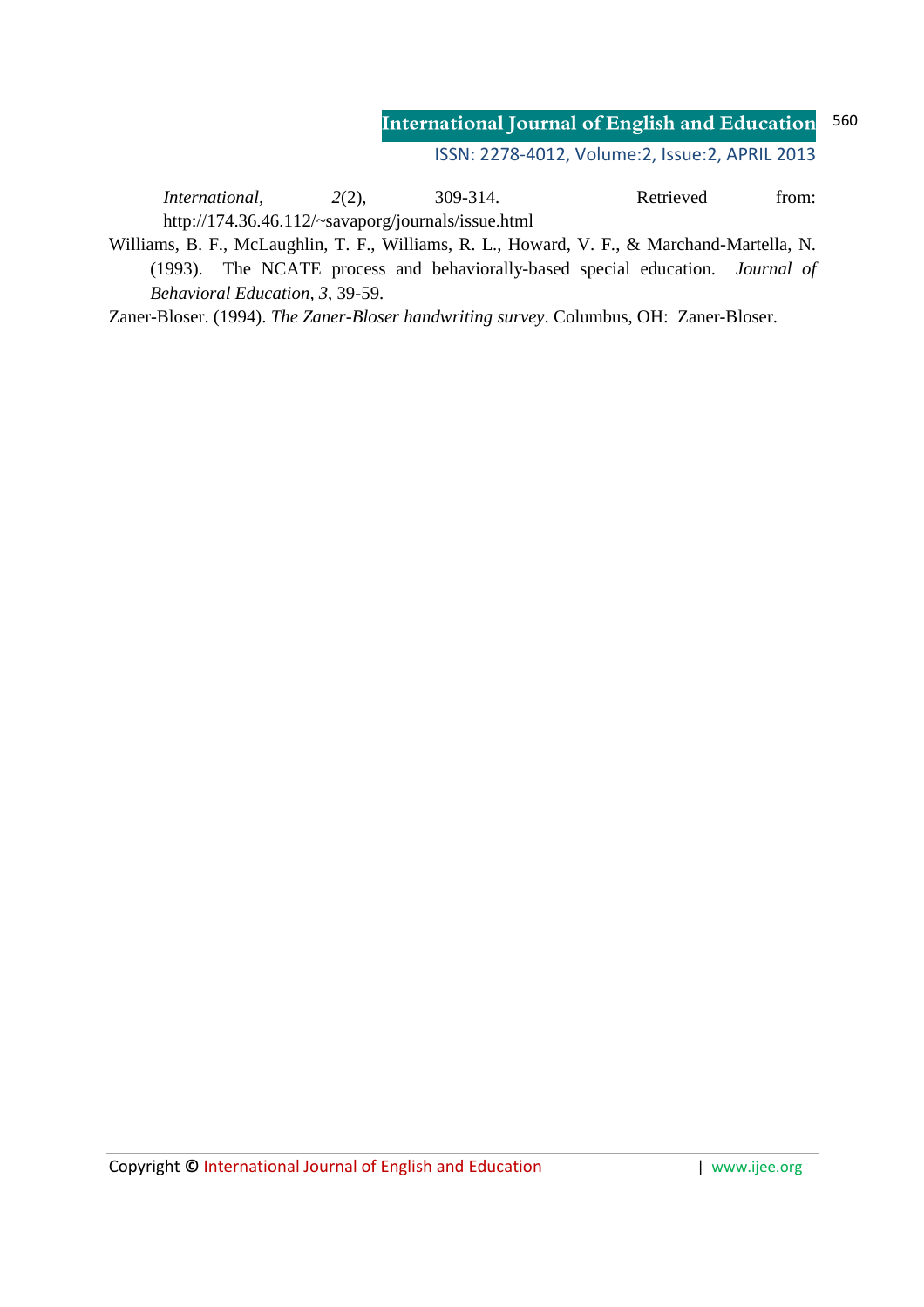*International*, *2*(2), 309-314. Retrieved from: http://174.36.46.112/~savaporg/journals/issue.html

Williams, B. F., McLaughlin, T. F., Williams, R. L., Howard, V. F., & Marchand-Martella, N. (1993). The NCATE process and behaviorally-based special education. *Journal of Behavioral Education*, *3*, 39-59.

Zaner-Bloser. (1994). *The Zaner-Bloser handwriting survey*. Columbus, OH: Zaner-Bloser.